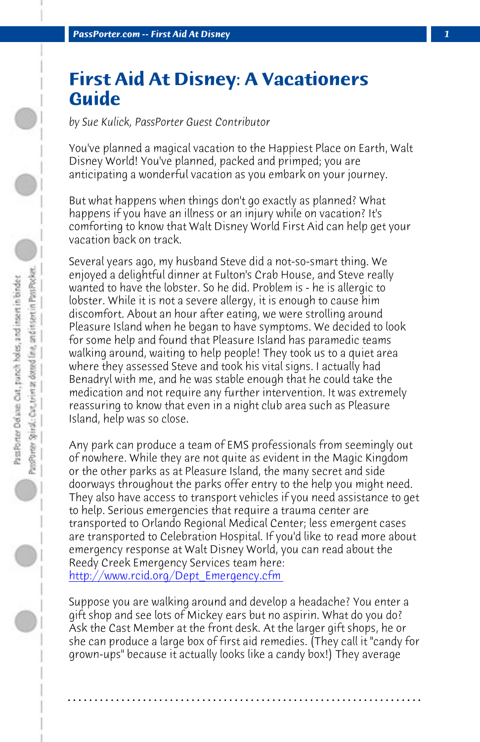# First Aid At Disney: A Vacationers Guide

*by Sue Kulick, PassPorter Guest Contributor*

You've planned a magical vacation to the Happiest Place on Earth, Walt Disney World! You've planned, packed and primped; you are anticipating a wonderful vacation as you embark on your journey.

But what happens when things don't go exactly as planned? What happens if you have an illness or an injury while on vacation? It's comforting to know that Walt Disney World First Aid can help get your vacation back on track.

Several years ago, my husband Steve did a not-so-smart thing. We enjoyed a delightful dinner at Fulton's Crab House, and Steve really wanted to have the lobster. So he did. Problem is - he is allergic to lobster. While it is not a severe allergy, it is enough to cause him discomfort. About an hour after eating, we were strolling around Pleasure Island when he began to have symptoms. We decided to look for some help and found that Pleasure Island has paramedic teams walking around, waiting to help people! They took us to a quiet area where they assessed Steve and took his vital signs. I actually had Benadryl with me, and he was stable enough that he could take the medication and not require any further intervention. It was extremely reassuring to know that even in a night club area such as Pleasure Island, help was so close.

Any park can produce a team of EMS professionals from seemingly out of nowhere. While they are not quite as evident in the Magic Kingdom or the other parks as at Pleasure Island, the many secret and side doorways throughout the parks offer entry to the help you might need. They also have access to transport vehicles if you need assistance to get to help. Serious emergencies that require a trauma center are transported to Orlando Regional Medical Center; less emergent cases are transported to Celebration Hospital. If you'd like to read more about emergency response at Walt Disney World, you can read about the Reedy Creek Emergency Services team here: http://www.rcid.org/Dept_Emergency.cfm

Suppose you are walking around and develop a headache? You enter a gift shop and see lots of Mickey ears but no aspirin. What do you do? Ask the Cast Member at the front desk. At the larger gift shops, he or she can produce a large box of first aid remedies. (They call it "candy for grown-ups" because it actually looks like a candy box!) They average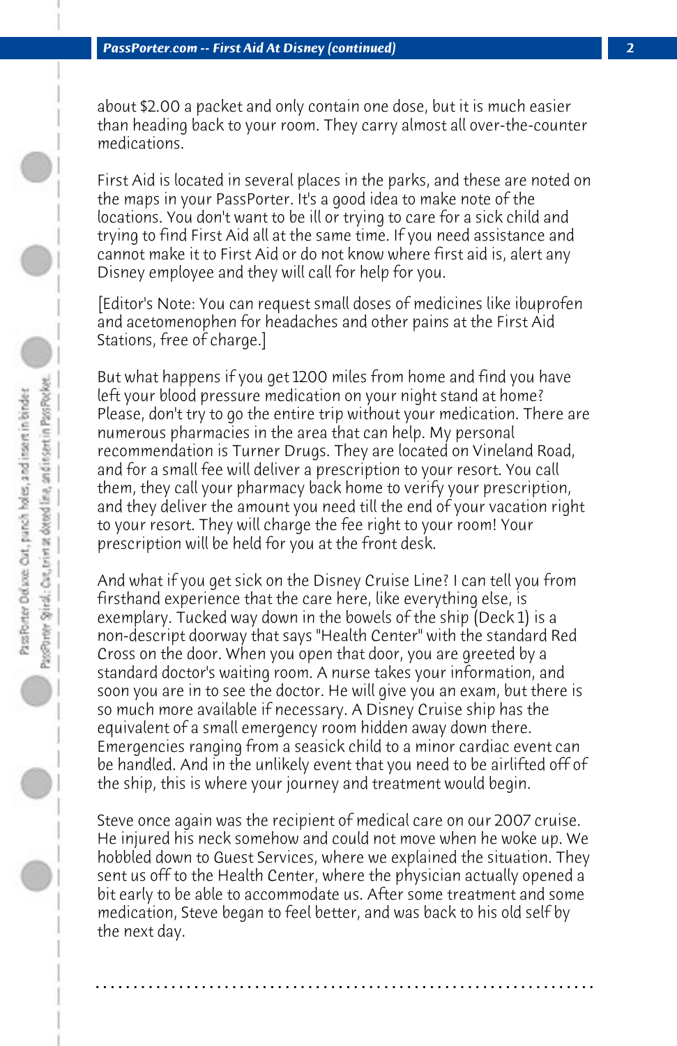about $2.00 a packet and only contain one dose, but it is much easier than heading back to your room. They carry almost all over-the-counter medications.

First Aid is located in several places in the parks, and these are noted on the maps in your PassPorter. It's a good idea to make note of the locations. You don't want to be ill or trying to care for a sick child and trying to find First Aid all at the same time. If you need assistance and cannot make it to First Aid or do not know where first aid is, alert any Disney employee and they will call for help for you.

[Editor's Note: You can request small doses of medicines like ibuprofen and acetomenophen for headaches and other pains at the First Aid Stations, free of charge.]

But what happens if you get 1200 miles from home and find you have left your blood pressure medication on your night stand at home? Please, don't try to go the entire trip without your medication. There are numerous pharmacies in the area that can help. My personal recommendation is Turner Drugs. They are located on Vineland Road, and for a small fee will deliver a prescription to your resort. You call them, they call your pharmacy back home to verify your prescription, and they deliver the amount you need till the end of your vacation right to your resort. They will charge the fee right to your room! Your prescription will be held for you at the front desk.

And what if you get sick on the Disney Cruise Line? I can tell you from firsthand experience that the care here, like everything else, is exemplary. Tucked way down in the bowels of the ship (Deck 1) is a non-descript doorway that says "Health Center" with the standard Red Cross on the door. When you open that door, you are greeted by a standard doctor's waiting room. A nurse takes your information, and soon you are in to see the doctor. He will give you an exam, but there is so much more available if necessary. A Disney Cruise ship has the equivalent of a small emergency room hidden away down there. Emergencies ranging from a seasick child to a minor cardiac event can be handled. And in the unlikely event that you need to be airlifted off of the ship, this is where your journey and treatment would begin.

Steve once again was the recipient of medical care on our 2007 cruise. He injured his neck somehow and could not move when he woke up. We hobbled down to Guest Services, where we explained the situation. They sent us off to the Health Center, where the physician actually opened a bit early to be able to accommodate us. After some treatment and some medication, Steve began to feel better, and was back to his old self by the next day.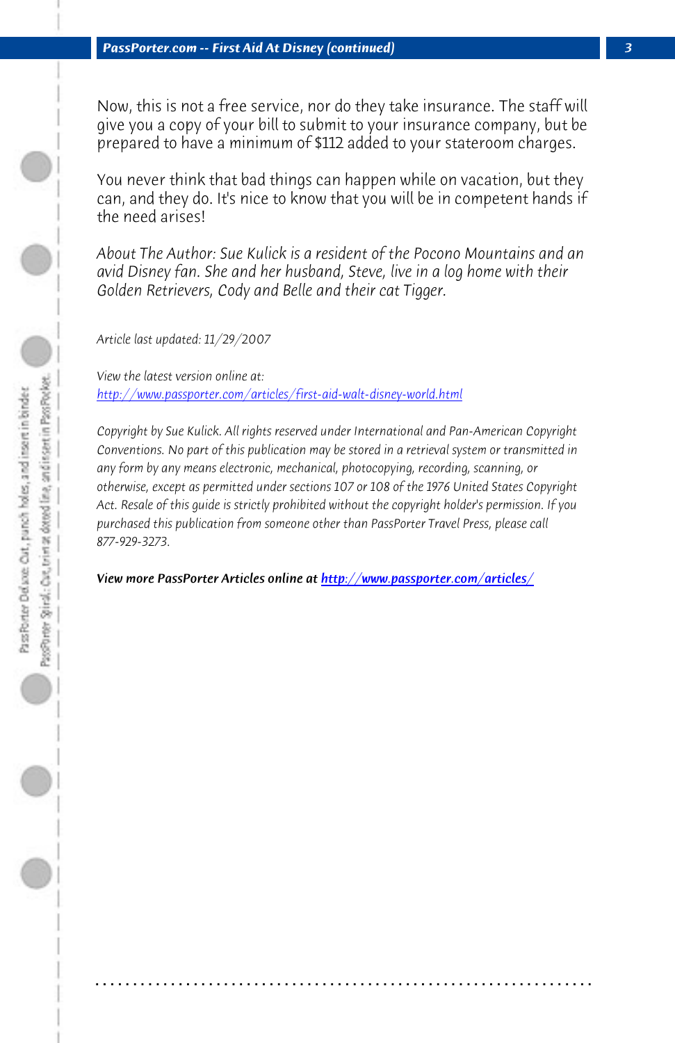Now, this is not a free service, nor do they take insurance. The staff will give you a copy of your bill to submit to your insurance company, but be prepared to have a minimum of $112 added to your stateroom charges.

You never think that bad things can happen while on vacation, but they can, and they do. It's nice to know that you will be in competent hands if the need arises!

*About The Author: Sue Kulick is a resident of the Pocono Mountains and an avid Disney fan. She and her husband, Steve, live in a log home with their Golden Retrievers, Cody and Belle and their cat Tigger.*

*Article last updated: 11/29/2007*

*View the latest version online at:*
*http://www.passporter.com/articles/first-aid-walt-disney-world.html*

*Copyright by Sue Kulick. All rights reserved under International and Pan-American Copyright Conventions. No part of this publication may be stored in a retrieval system or transmitted in any form by any means electronic, mechanical, photocopying, recording, scanning, or otherwise, except as permitted under sections 107 or 108 of the 1976 United States Copyright Act. Resale of this guide is strictly prohibited without the copyright holder's permission. If you purchased this publication from someone other than PassPorter Travel Press, please call 877-929-3273.*

***View more PassPorter Articles online at http://www.passporter.com/articles/***